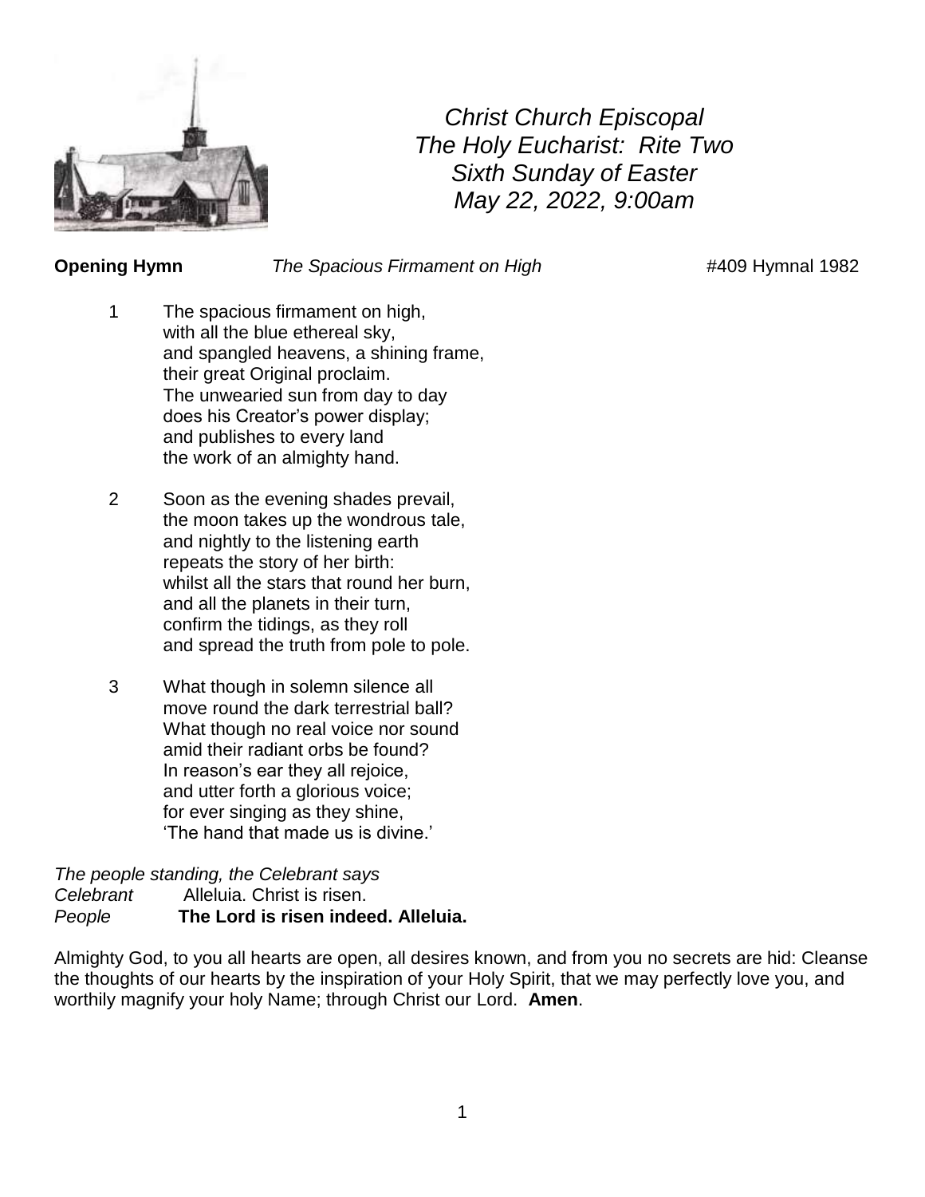*Christ Church Episcopal*
*The Holy Eucharist: Rite Two*
*Sixth Sunday of Easter*
*May 22, 2022, 9:00am*

**Opening Hymn** *The Spacious Firmament on High* #409 Hymnal 1982

1 The spacious firmament on high,
with all the blue ethereal sky,
and spangled heavens, a shining frame,
their great Original proclaim.
The unwearied sun from day to day
does his Creator's power display;
and publishes to every land
the work of an almighty hand.

2 Soon as the evening shades prevail,
the moon takes up the wondrous tale,
and nightly to the listening earth
repeats the story of her birth:
whilst all the stars that round her burn,
and all the planets in their turn,
confirm the tidings, as they roll
and spread the truth from pole to pole.

3 What though in solemn silence all
move round the dark terrestrial ball?
What though no real voice nor sound
amid their radiant orbs be found?
In reason's ear they all rejoice,
and utter forth a glorious voice;
for ever singing as they shine,
'The hand that made us is divine.'

*The people standing, the Celebrant says*
*Celebrant* Alleluia. Christ is risen.
*People* **The Lord is risen indeed. Alleluia.**

Almighty God, to you all hearts are open, all desires known, and from you no secrets are hid: Cleanse the thoughts of our hearts by the inspiration of your Holy Spirit, that we may perfectly love you, and worthily magnify your holy Name; through Christ our Lord. **Amen**.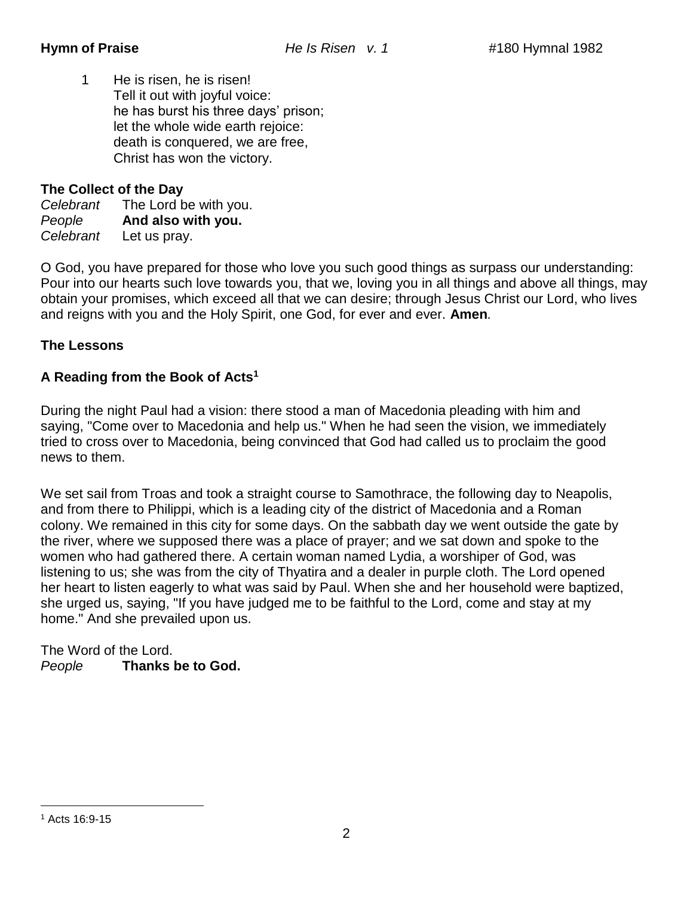**Hymn of Praise** *He Is Risen v. 1* #180 Hymnal 1982

1 He is risen, he is risen!
Tell it out with joyful voice:
he has burst his three days' prison;
let the whole wide earth rejoice:
death is conquered, we are free,
Christ has won the victory.

**The Collect of the Day**

*Celebrant* The Lord be with you.
*People* **And also with you.**
*Celebrant* Let us pray.

O God, you have prepared for those who love you such good things as surpass our understanding: Pour into our hearts such love towards you, that we, loving you in all things and above all things, may obtain your promises, which exceed all that we can desire; through Jesus Christ our Lord, who lives and reigns with you and the Holy Spirit, one God, for ever and ever. **Amen***.*

**The Lessons**

**A Reading from the Book of Acts[1]**

During the night Paul had a vision: there stood a man of Macedonia pleading with him and saying, "Come over to Macedonia and help us." When he had seen the vision, we immediately tried to cross over to Macedonia, being convinced that God had called us to proclaim the good news to them.

We set sail from Troas and took a straight course to Samothrace, the following day to Neapolis, and from there to Philippi, which is a leading city of the district of Macedonia and a Roman colony. We remained in this city for some days. On the sabbath day we went outside the gate by the river, where we supposed there was a place of prayer; and we sat down and spoke to the women who had gathered there. A certain woman named Lydia, a worshiper of God, was listening to us; she was from the city of Thyatira and a dealer in purple cloth. The Lord opened her heart to listen eagerly to what was said by Paul. When she and her household were baptized, she urged us, saying, "If you have judged me to be faithful to the Lord, come and stay at my home." And she prevailed upon us.

The Word of the Lord.
*People* **Thanks be to God.**

[1] Acts 16:9-15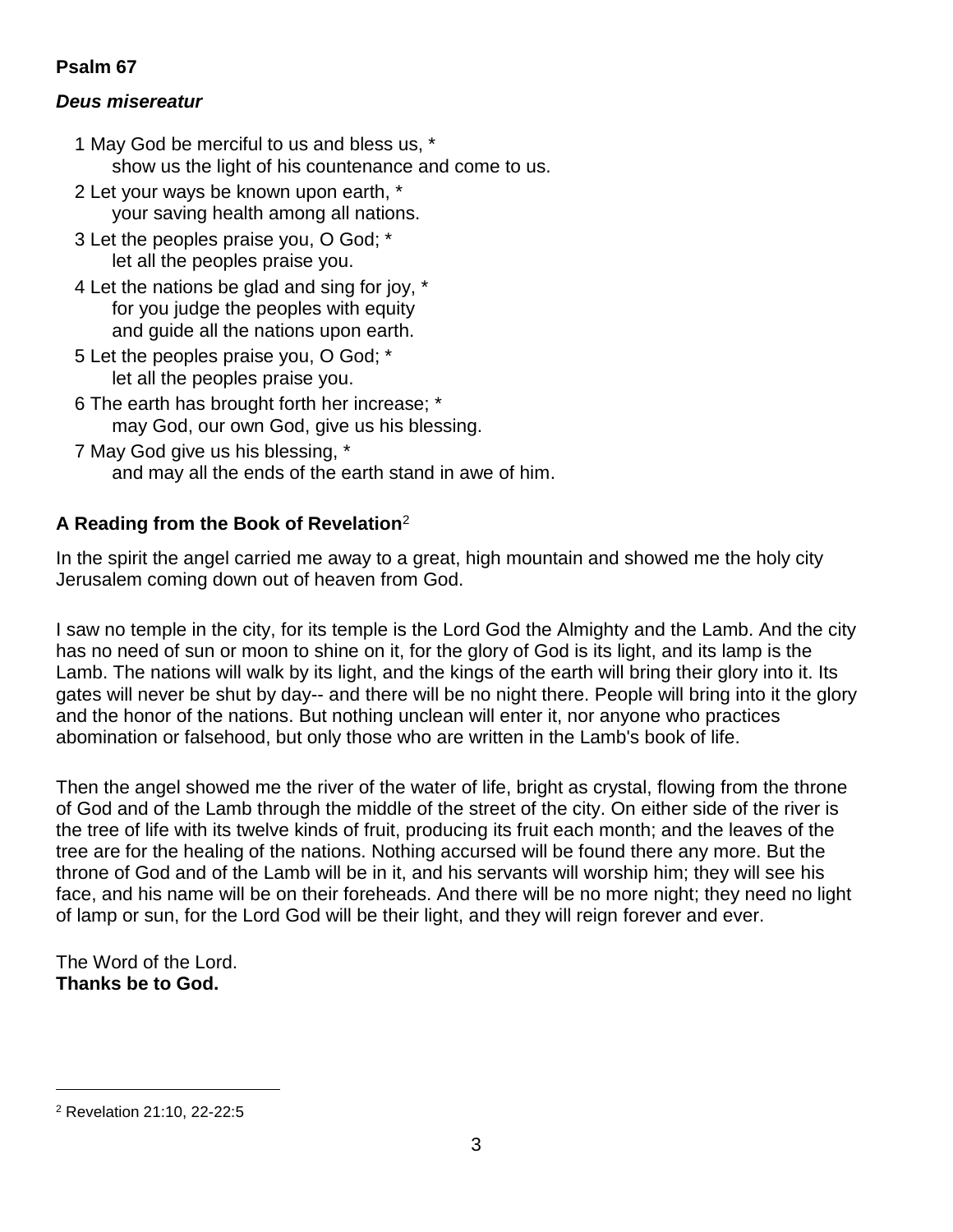**Psalm 67**

***Deus misereatur***

1 May God be merciful to us and bless us, *
    show us the light of his countenance and come to us.

2 Let your ways be known upon earth, *
    your saving health among all nations.

3 Let the peoples praise you, O God; *
    let all the peoples praise you.

4 Let the nations be glad and sing for joy, *
    for you judge the peoples with equity
    and guide all the nations upon earth.

5 Let the peoples praise you, O God; *
    let all the peoples praise you.

6 The earth has brought forth her increase; *
    may God, our own God, give us his blessing.

7 May God give us his blessing, *
    and may all the ends of the earth stand in awe of him.

**A Reading from the Book of Revelation**[2]

In the spirit the angel carried me away to a great, high mountain and showed me the holy city Jerusalem coming down out of heaven from God.

I saw no temple in the city, for its temple is the Lord God the Almighty and the Lamb. And the city has no need of sun or moon to shine on it, for the glory of God is its light, and its lamp is the Lamb. The nations will walk by its light, and the kings of the earth will bring their glory into it. Its gates will never be shut by day-- and there will be no night there. People will bring into it the glory and the honor of the nations. But nothing unclean will enter it, nor anyone who practices abomination or falsehood, but only those who are written in the Lamb's book of life.

Then the angel showed me the river of the water of life, bright as crystal, flowing from the throne of God and of the Lamb through the middle of the street of the city. On either side of the river is the tree of life with its twelve kinds of fruit, producing its fruit each month; and the leaves of the tree are for the healing of the nations. Nothing accursed will be found there any more. But the throne of God and of the Lamb will be in it, and his servants will worship him; they will see his face, and his name will be on their foreheads. And there will be no more night; they need no light of lamp or sun, for the Lord God will be their light, and they will reign forever and ever.

The Word of the Lord.
**Thanks be to God.**

---

[2] Revelation 21:10, 22-22:5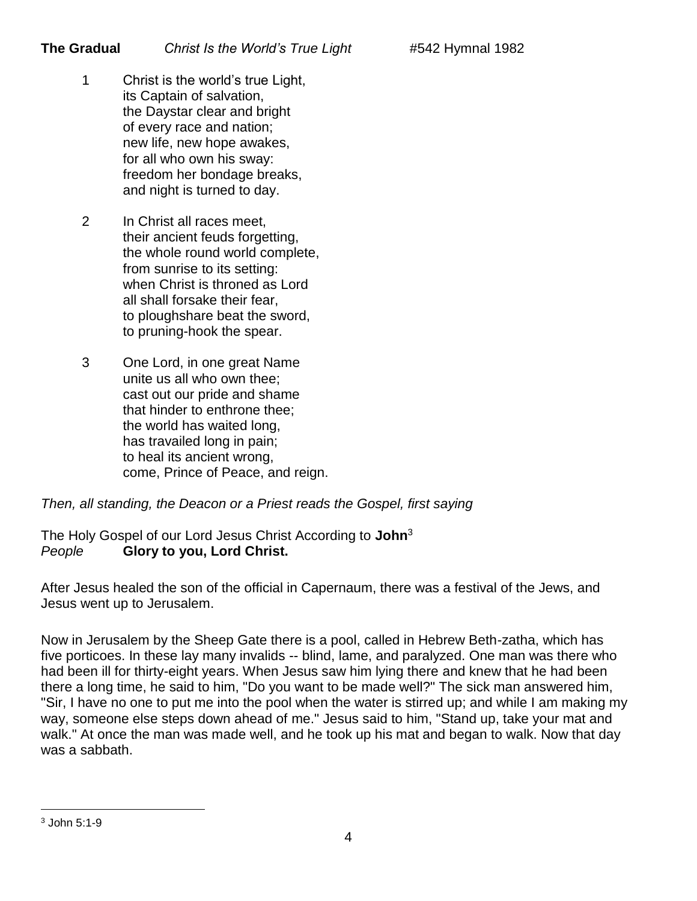**The Gradual** *Christ Is the World's True Light* #542 Hymnal 1982

1 Christ is the world's true Light,
its Captain of salvation,
the Daystar clear and bright
of every race and nation;
new life, new hope awakes,
for all who own his sway:
freedom her bondage breaks,
and night is turned to day.

2 In Christ all races meet,
their ancient feuds forgetting,
the whole round world complete,
from sunrise to its setting:
when Christ is throned as Lord
all shall forsake their fear,
to ploughshare beat the sword,
to pruning-hook the spear.

3 One Lord, in one great Name
unite us all who own thee;
cast out our pride and shame
that hinder to enthrone thee;
the world has waited long,
has travailed long in pain;
to heal its ancient wrong,
come, Prince of Peace, and reign.

*Then, all standing, the Deacon or a Priest reads the Gospel, first saying*

The Holy Gospel of our Lord Jesus Christ According to **John**[3]
*People* **Glory to you, Lord Christ.**

After Jesus healed the son of the official in Capernaum, there was a festival of the Jews, and Jesus went up to Jerusalem.

Now in Jerusalem by the Sheep Gate there is a pool, called in Hebrew Beth-zatha, which has five porticoes. In these lay many invalids -- blind, lame, and paralyzed. One man was there who had been ill for thirty-eight years. When Jesus saw him lying there and knew that he had been there a long time, he said to him, "Do you want to be made well?" The sick man answered him, "Sir, I have no one to put me into the pool when the water is stirred up; and while I am making my way, someone else steps down ahead of me." Jesus said to him, "Stand up, take your mat and walk." At once the man was made well, and he took up his mat and began to walk. Now that day was a sabbath.

[3] John 5:1-9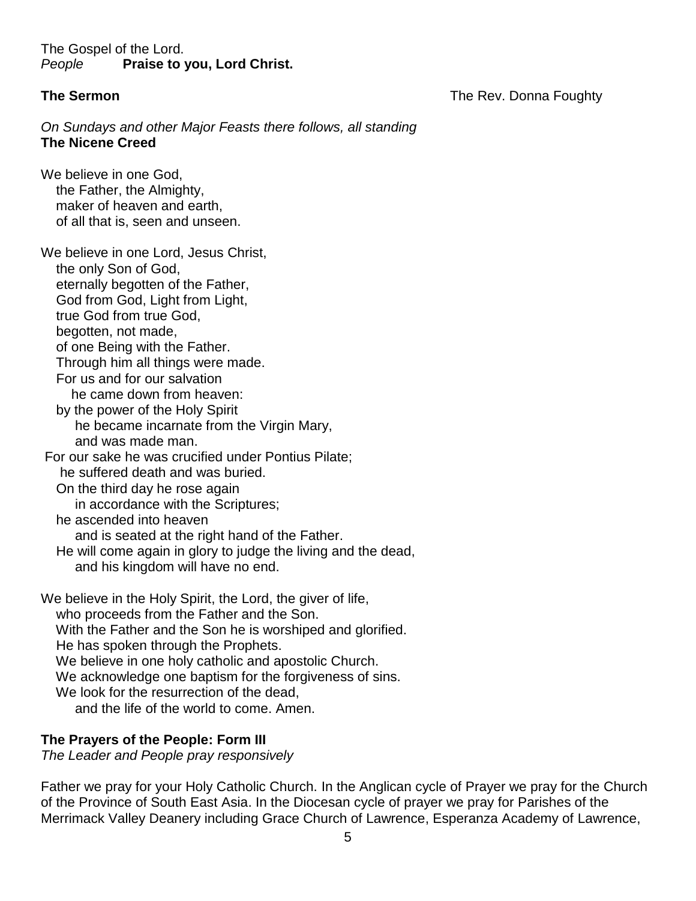The Gospel of the Lord.
*People* **Praise to you, Lord Christ.**

**The Sermon** The Rev. Donna Foughty

*On Sundays and other Major Feasts there follows, all standing*
**The Nicene Creed**

We believe in one God,
the Father, the Almighty,
maker of heaven and earth,
of all that is, seen and unseen.

We believe in one Lord, Jesus Christ,
the only Son of God,
eternally begotten of the Father,
God from God, Light from Light,
true God from true God,
begotten, not made,
of one Being with the Father.
Through him all things were made.
For us and for our salvation
he came down from heaven:
by the power of the Holy Spirit
he became incarnate from the Virgin Mary,
and was made man.
For our sake he was crucified under Pontius Pilate;
he suffered death and was buried.
On the third day he rose again
in accordance with the Scriptures;
he ascended into heaven
and is seated at the right hand of the Father.
He will come again in glory to judge the living and the dead,
and his kingdom will have no end.

We believe in the Holy Spirit, the Lord, the giver of life,
who proceeds from the Father and the Son.
With the Father and the Son he is worshiped and glorified.
He has spoken through the Prophets.
We believe in one holy catholic and apostolic Church.
We acknowledge one baptism for the forgiveness of sins.
We look for the resurrection of the dead,
and the life of the world to come. Amen.

**The Prayers of the People: Form III**
*The Leader and People pray responsively*

Father we pray for your Holy Catholic Church. In the Anglican cycle of Prayer we pray for the Church of the Province of South East Asia. In the Diocesan cycle of prayer we pray for Parishes of the Merrimack Valley Deanery including Grace Church of Lawrence, Esperanza Academy of Lawrence,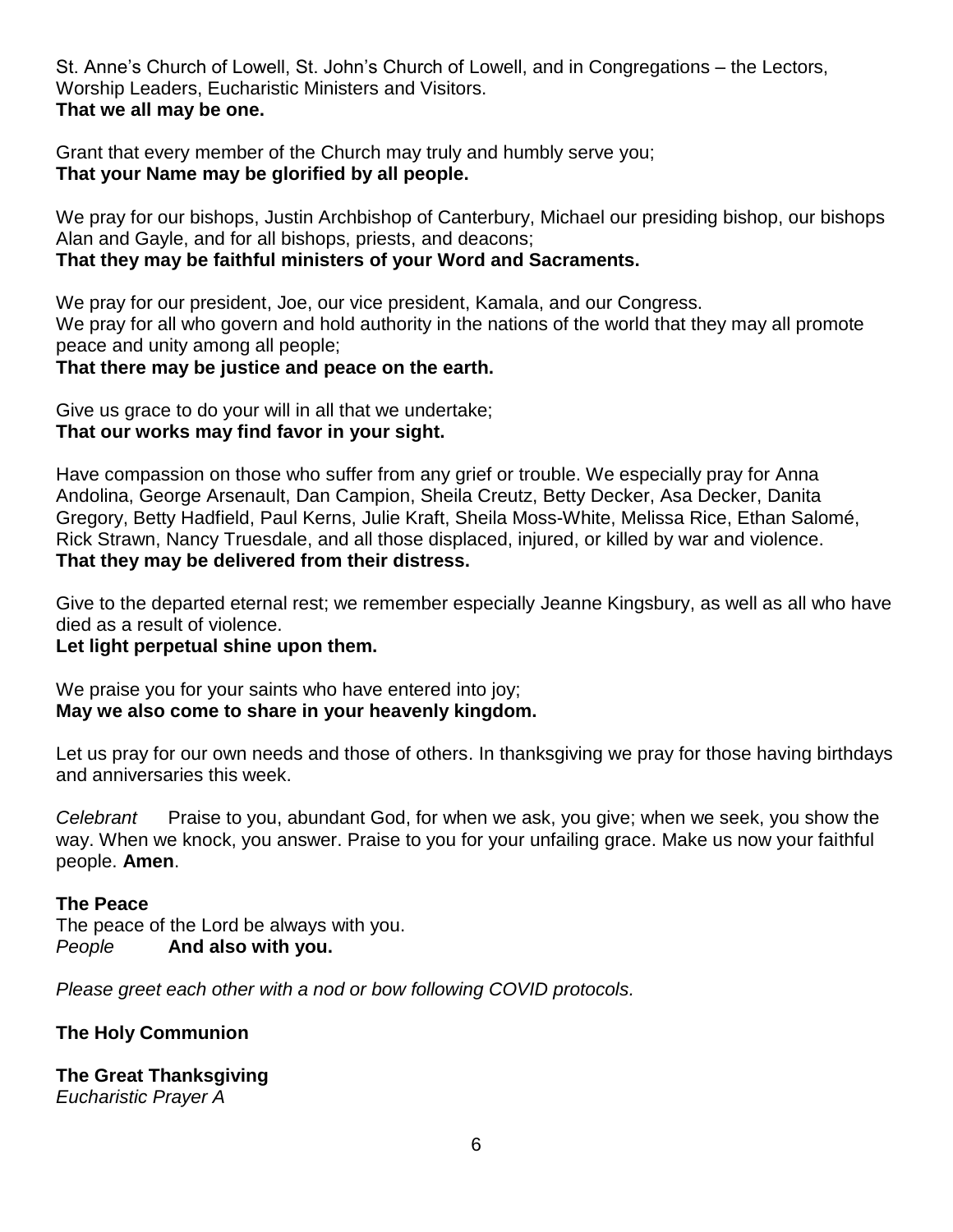St. Anne's Church of Lowell, St. John's Church of Lowell, and in Congregations – the Lectors, Worship Leaders, Eucharistic Ministers and Visitors.
**That we all may be one.**

Grant that every member of the Church may truly and humbly serve you;
**That your Name may be glorified by all people.**

We pray for our bishops, Justin Archbishop of Canterbury, Michael our presiding bishop, our bishops Alan and Gayle, and for all bishops, priests, and deacons;
**That they may be faithful ministers of your Word and Sacraments.**

We pray for our president, Joe, our vice president, Kamala, and our Congress.
We pray for all who govern and hold authority in the nations of the world that they may all promote peace and unity among all people;
**That there may be justice and peace on the earth.**

Give us grace to do your will in all that we undertake;
**That our works may find favor in your sight.**

Have compassion on those who suffer from any grief or trouble. We especially pray for Anna Andolina, George Arsenault, Dan Campion, Sheila Creutz, Betty Decker, Asa Decker, Danita Gregory, Betty Hadfield, Paul Kerns, Julie Kraft, Sheila Moss-White, Melissa Rice, Ethan Salomé, Rick Strawn, Nancy Truesdale, and all those displaced, injured, or killed by war and violence.
**That they may be delivered from their distress.**

Give to the departed eternal rest; we remember especially Jeanne Kingsbury, as well as all who have died as a result of violence.
**Let light perpetual shine upon them.**

We praise you for your saints who have entered into joy;
**May we also come to share in your heavenly kingdom.**

Let us pray for our own needs and those of others. In thanksgiving we pray for those having birthdays and anniversaries this week.

*Celebrant* Praise to you, abundant God, for when we ask, you give; when we seek, you show the way. When we knock, you answer. Praise to you for your unfailing grace. Make us now your faithful people. **Amen**.

**The Peace**
The peace of the Lord be always with you.
*People* **And also with you.**

*Please greet each other with a nod or bow following COVID protocols.*

**The Holy Communion**

**The Great Thanksgiving**
*Eucharistic Prayer A*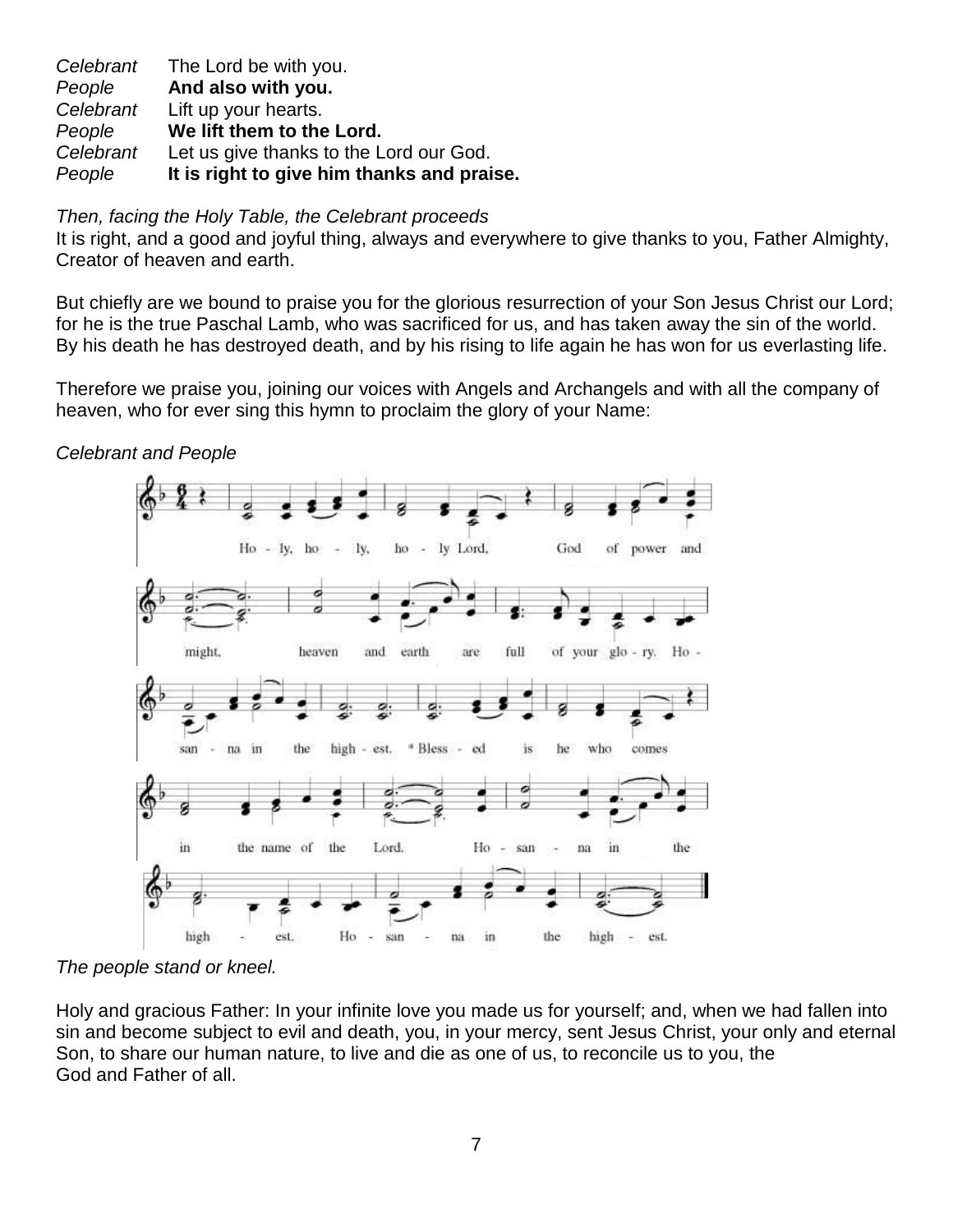*Celebrant* The Lord be with you.
*People* **And also with you.**
*Celebrant* Lift up your hearts.
*People* **We lift them to the Lord.**
*Celebrant* Let us give thanks to the Lord our God.
*People* **It is right to give him thanks and praise.**

*Then, facing the Holy Table, the Celebrant proceeds*
It is right, and a good and joyful thing, always and everywhere to give thanks to you, Father Almighty, Creator of heaven and earth.

But chiefly are we bound to praise you for the glorious resurrection of your Son Jesus Christ our Lord; for he is the true Paschal Lamb, who was sacrificed for us, and has taken away the sin of the world. By his death he has destroyed death, and by his rising to life again he has won for us everlasting life.

Therefore we praise you, joining our voices with Angels and Archangels and with all the company of heaven, who for ever sing this hymn to proclaim the glory of your Name:

*Celebrant and People*

Holy, holy, holy Lord, God of power and might, heaven and earth are full of your glory. Hosanna in the highest. * Blessed is he who comes in the name of the Lord. Hosanna in the highest. Hosanna in the highest.

*The people stand or kneel.*

Holy and gracious Father: In your infinite love you made us for yourself; and, when we had fallen into sin and become subject to evil and death, you, in your mercy, sent Jesus Christ, your only and eternal Son, to share our human nature, to live and die as one of us, to reconcile us to you, the God and Father of all.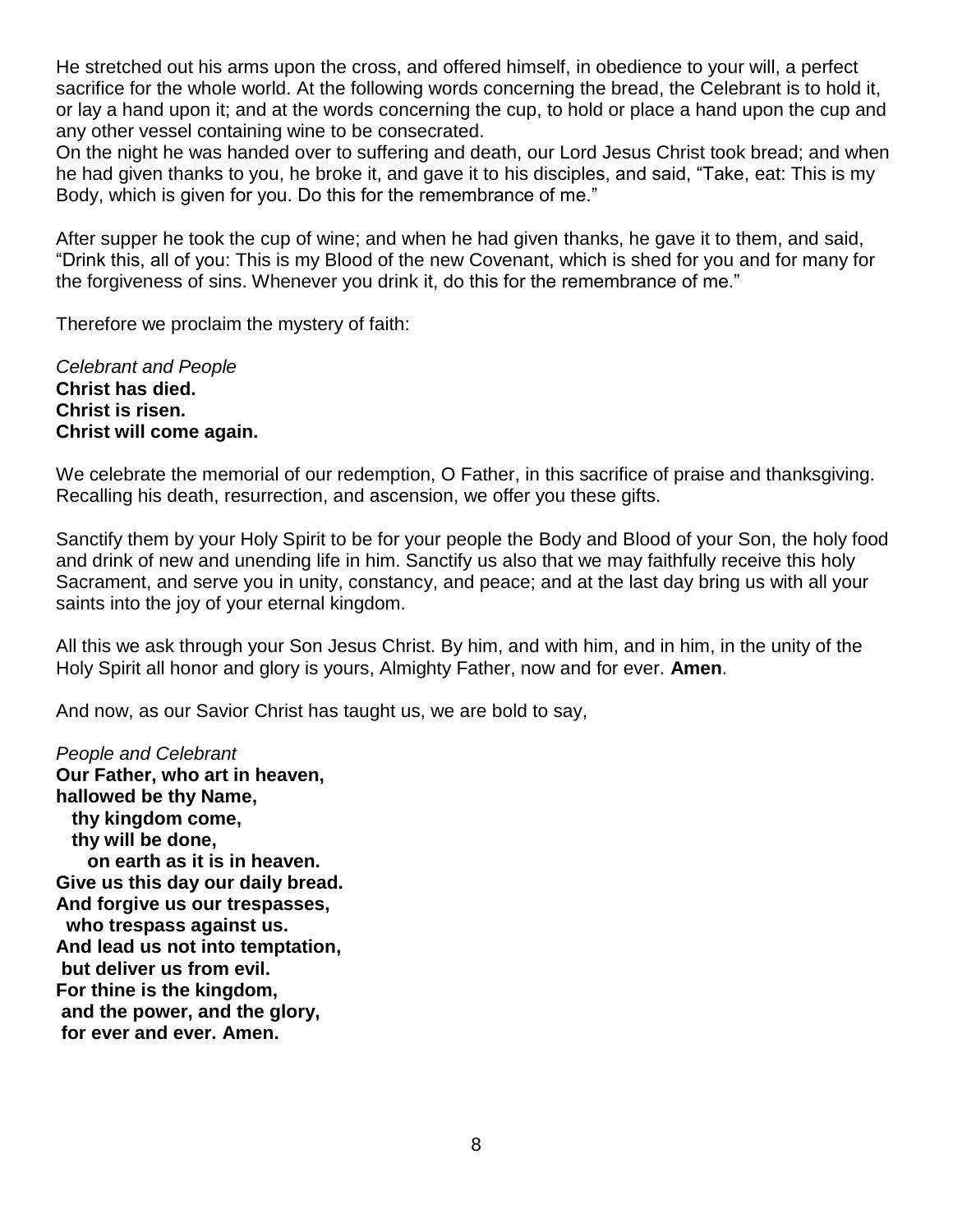He stretched out his arms upon the cross, and offered himself, in obedience to your will, a perfect sacrifice for the whole world. At the following words concerning the bread, the Celebrant is to hold it, or lay a hand upon it; and at the words concerning the cup, to hold or place a hand upon the cup and any other vessel containing wine to be consecrated.
On the night he was handed over to suffering and death, our Lord Jesus Christ took bread; and when he had given thanks to you, he broke it, and gave it to his disciples, and said, "Take, eat: This is my Body, which is given for you. Do this for the remembrance of me."

After supper he took the cup of wine; and when he had given thanks, he gave it to them, and said, "Drink this, all of you: This is my Blood of the new Covenant, which is shed for you and for many for the forgiveness of sins. Whenever you drink it, do this for the remembrance of me."

Therefore we proclaim the mystery of faith:

*Celebrant and People*
**Christ has died.**
**Christ is risen.**
**Christ will come again.**

We celebrate the memorial of our redemption, O Father, in this sacrifice of praise and thanksgiving. Recalling his death, resurrection, and ascension, we offer you these gifts.

Sanctify them by your Holy Spirit to be for your people the Body and Blood of your Son, the holy food and drink of new and unending life in him. Sanctify us also that we may faithfully receive this holy Sacrament, and serve you in unity, constancy, and peace; and at the last day bring us with all your saints into the joy of your eternal kingdom.

All this we ask through your Son Jesus Christ. By him, and with him, and in him, in the unity of the Holy Spirit all honor and glory is yours, Almighty Father, now and for ever. **Amen**.

And now, as our Savior Christ has taught us, we are bold to say,

*People and Celebrant*
**Our Father, who art in heaven,**
**hallowed be thy Name,**
**thy kingdom come,**
**thy will be done,**
**on earth as it is in heaven.**
**Give us this day our daily bread.**
**And forgive us our trespasses,**
**who trespass against us.**
**And lead us not into temptation,**
**but deliver us from evil.**
**For thine is the kingdom,**
**and the power, and the glory,**
**for ever and ever. Amen.**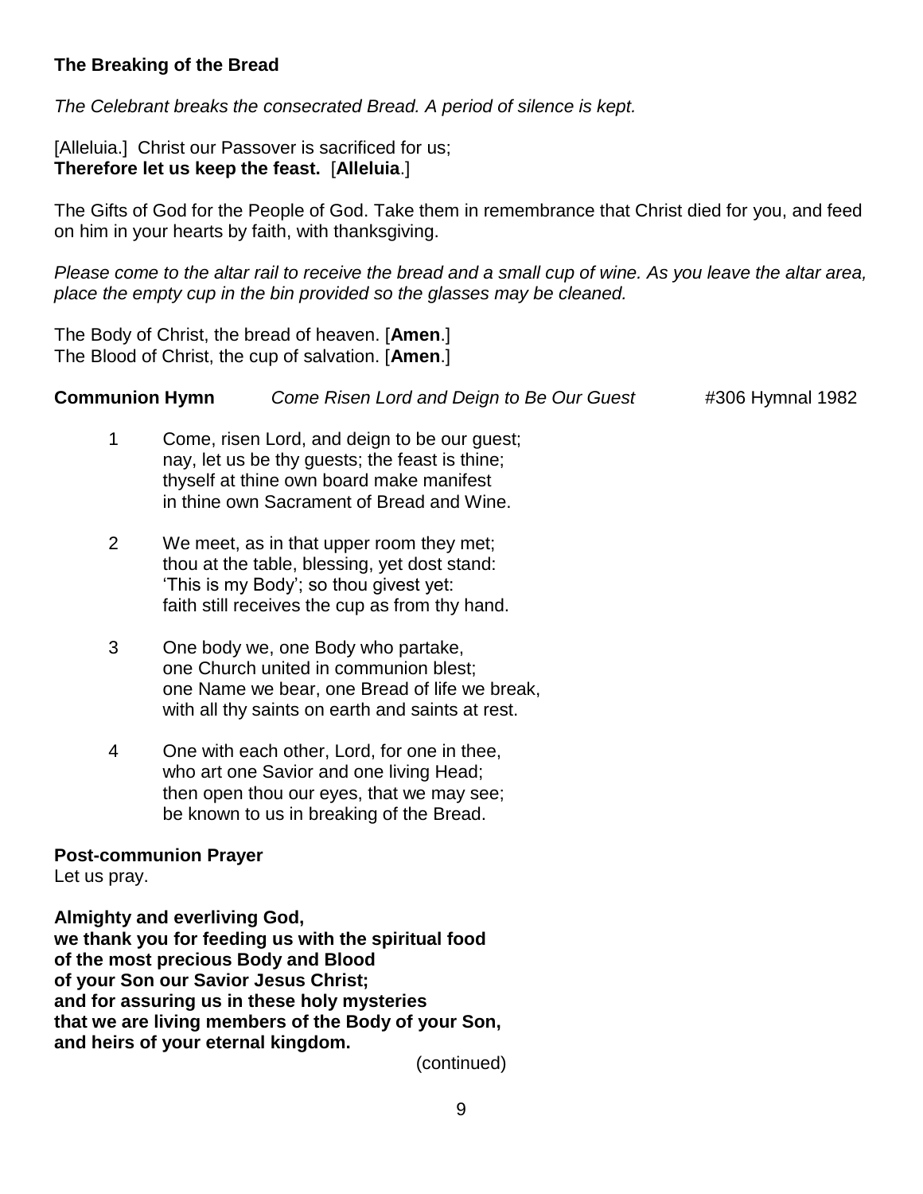**The Breaking of the Bread**

*The Celebrant breaks the consecrated Bread. A period of silence is kept.*

[Alleluia.] Christ our Passover is sacrificed for us;
**Therefore let us keep the feast.** [**Alleluia**.]

The Gifts of God for the People of God. Take them in remembrance that Christ died for you, and feed on him in your hearts by faith, with thanksgiving.

*Please come to the altar rail to receive the bread and a small cup of wine. As you leave the altar area, place the empty cup in the bin provided so the glasses may be cleaned.*

The Body of Christ, the bread of heaven. [**Amen**.]
The Blood of Christ, the cup of salvation. [**Amen**.]

**Communion Hymn** *Come Risen Lord and Deign to Be Our Guest* #306 Hymnal 1982

1 Come, risen Lord, and deign to be our guest;
nay, let us be thy guests; the feast is thine;
thyself at thine own board make manifest
in thine own Sacrament of Bread and Wine.

2 We meet, as in that upper room they met;
thou at the table, blessing, yet dost stand:
'This is my Body'; so thou givest yet:
faith still receives the cup as from thy hand.

3 One body we, one Body who partake,
one Church united in communion blest;
one Name we bear, one Bread of life we break,
with all thy saints on earth and saints at rest.

4 One with each other, Lord, for one in thee,
who art one Savior and one living Head;
then open thou our eyes, that we may see;
be known to us in breaking of the Bread.

**Post-communion Prayer**
Let us pray.

**Almighty and everliving God,**
**we thank you for feeding us with the spiritual food**
**of the most precious Body and Blood**
**of your Son our Savior Jesus Christ;**
**and for assuring us in these holy mysteries**
**that we are living members of the Body of your Son,**
**and heirs of your eternal kingdom.**

(continued)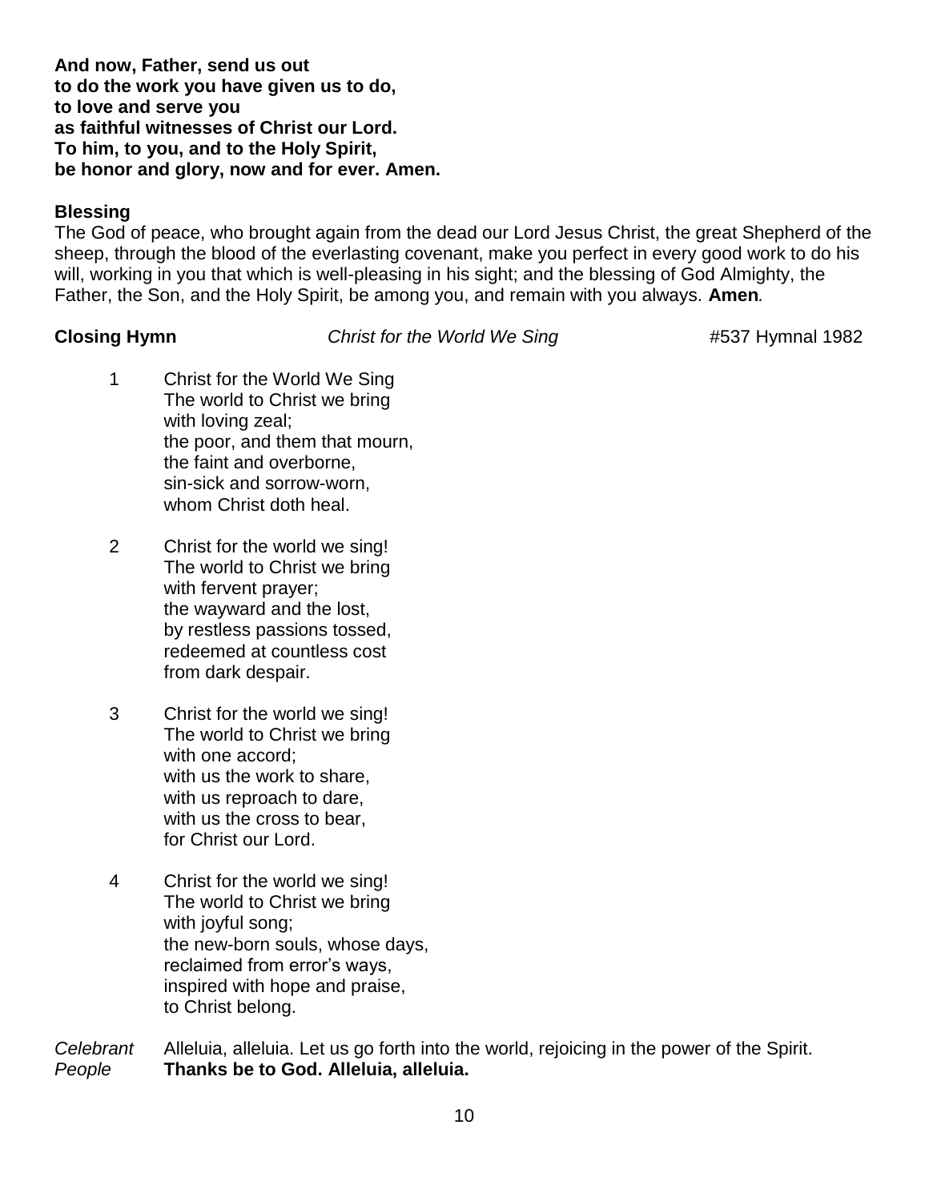**And now, Father, send us out**
**to do the work you have given us to do,**
**to love and serve you**
**as faithful witnesses of Christ our Lord.**
**To him, to you, and to the Holy Spirit,**
**be honor and glory, now and for ever. Amen.**

**Blessing**

The God of peace, who brought again from the dead our Lord Jesus Christ, the great Shepherd of the sheep, through the blood of the everlasting covenant, make you perfect in every good work to do his will, working in you that which is well-pleasing in his sight; and the blessing of God Almighty, the Father, the Son, and the Holy Spirit, be among you, and remain with you always. **Amen***.*

**Closing Hymn** *Christ for the World We Sing* #537 Hymnal 1982

1 Christ for the World We Sing
The world to Christ we bring
with loving zeal;
the poor, and them that mourn,
the faint and overborne,
sin-sick and sorrow-worn,
whom Christ doth heal.

2 Christ for the world we sing!
The world to Christ we bring
with fervent prayer;
the wayward and the lost,
by restless passions tossed,
redeemed at countless cost
from dark despair.

3 Christ for the world we sing!
The world to Christ we bring
with one accord;
with us the work to share,
with us reproach to dare,
with us the cross to bear,
for Christ our Lord.

4 Christ for the world we sing!
The world to Christ we bring
with joyful song;
the new-born souls, whose days,
reclaimed from error's ways,
inspired with hope and praise,
to Christ belong.

*Celebrant* Alleluia, alleluia. Let us go forth into the world, rejoicing in the power of the Spirit.
*People* **Thanks be to God. Alleluia, alleluia.**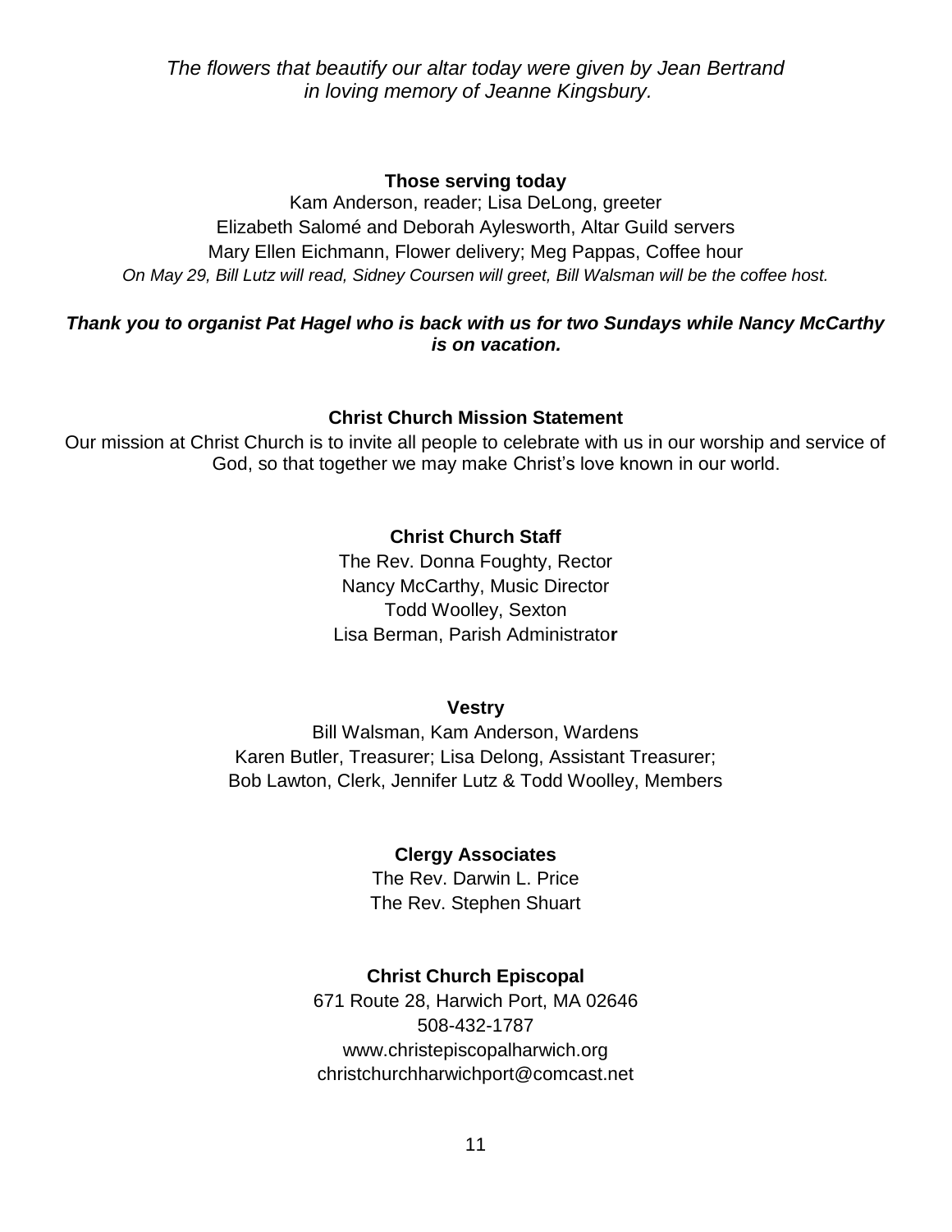*The flowers that beautify our altar today were given by Jean Bertrand in loving memory of Jeanne Kingsbury.*

**Those serving today**

Kam Anderson, reader; Lisa DeLong, greeter
Elizabeth Salomé and Deborah Aylesworth, Altar Guild servers
Mary Ellen Eichmann, Flower delivery; Meg Pappas, Coffee hour
*On May 29, Bill Lutz will read, Sidney Coursen will greet, Bill Walsman will be the coffee host.*

***Thank you to organist Pat Hagel who is back with us for two Sundays while Nancy McCarthy is on vacation.***

**Christ Church Mission Statement**

Our mission at Christ Church is to invite all people to celebrate with us in our worship and service of God, so that together we may make Christ's love known in our world.

**Christ Church Staff**

The Rev. Donna Foughty, Rector
Nancy McCarthy, Music Director
Todd Woolley, Sexton
Lisa Berman, Parish Administrator

**Vestry**

Bill Walsman, Kam Anderson, Wardens
Karen Butler, Treasurer; Lisa Delong, Assistant Treasurer;
Bob Lawton, Clerk, Jennifer Lutz & Todd Woolley, Members

**Clergy Associates**

The Rev. Darwin L. Price
The Rev. Stephen Shuart

**Christ Church Episcopal**

671 Route 28, Harwich Port, MA 02646
508-432-1787
www.christepiscopalharwich.org
christchurchharwichport@comcast.net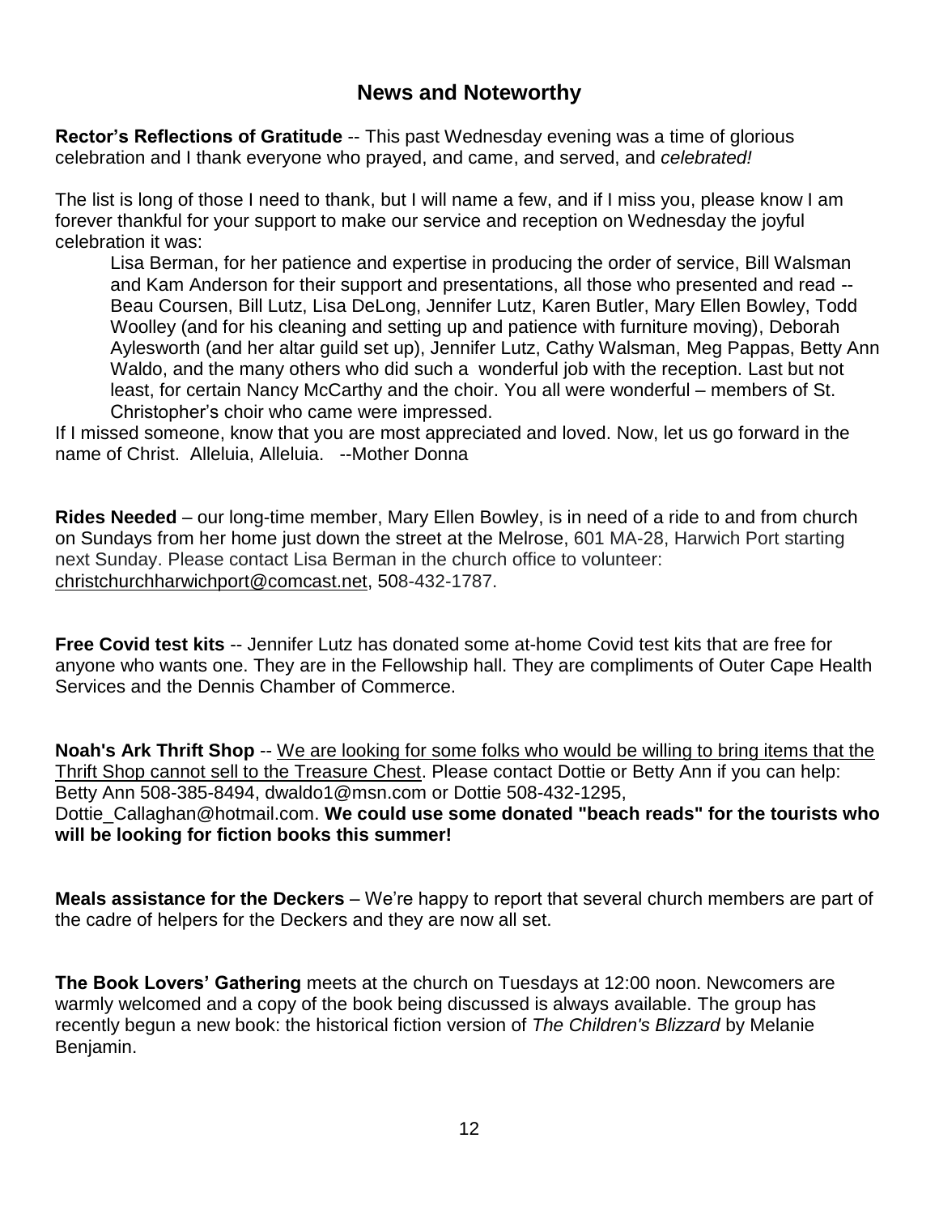## News and Noteworthy

**Rector's Reflections of Gratitude** -- This past Wednesday evening was a time of glorious celebration and I thank everyone who prayed, and came, and served, and *celebrated!*

The list is long of those I need to thank, but I will name a few, and if I miss you, please know I am forever thankful for your support to make our service and reception on Wednesday the joyful celebration it was:

> Lisa Berman, for her patience and expertise in producing the order of service, Bill Walsman and Kam Anderson for their support and presentations, all those who presented and read -- Beau Coursen, Bill Lutz, Lisa DeLong, Jennifer Lutz, Karen Butler, Mary Ellen Bowley, Todd Woolley (and for his cleaning and setting up and patience with furniture moving), Deborah Aylesworth (and her altar guild set up), Jennifer Lutz, Cathy Walsman, Meg Pappas, Betty Ann Waldo, and the many others who did such a wonderful job with the reception. Last but not least, for certain Nancy McCarthy and the choir. You all were wonderful – members of St. Christopher's choir who came were impressed.

If I missed someone, know that you are most appreciated and loved. Now, let us go forward in the name of Christ. Alleluia, Alleluia. --Mother Donna

**Rides Needed** – our long-time member, Mary Ellen Bowley, is in need of a ride to and from church on Sundays from her home just down the street at the Melrose, 601 MA-28, Harwich Port starting next Sunday. Please contact Lisa Berman in the church office to volunteer: christchurchharwichport@comcast.net, 508-432-1787.

**Free Covid test kits** -- Jennifer Lutz has donated some at-home Covid test kits that are free for anyone who wants one. They are in the Fellowship hall. They are compliments of Outer Cape Health Services and the Dennis Chamber of Commerce.

**Noah's Ark Thrift Shop** -- We are looking for some folks who would be willing to bring items that the Thrift Shop cannot sell to the Treasure Chest. Please contact Dottie or Betty Ann if you can help: Betty Ann 508-385-8494, dwaldo1@msn.com or Dottie 508-432-1295, Dottie_Callaghan@hotmail.com. **We could use some donated "beach reads" for the tourists who will be looking for fiction books this summer!**

**Meals assistance for the Deckers** – We're happy to report that several church members are part of the cadre of helpers for the Deckers and they are now all set.

**The Book Lovers' Gathering** meets at the church on Tuesdays at 12:00 noon. Newcomers are warmly welcomed and a copy of the book being discussed is always available. The group has recently begun a new book: the historical fiction version of *The Children's Blizzard* by Melanie Benjamin.